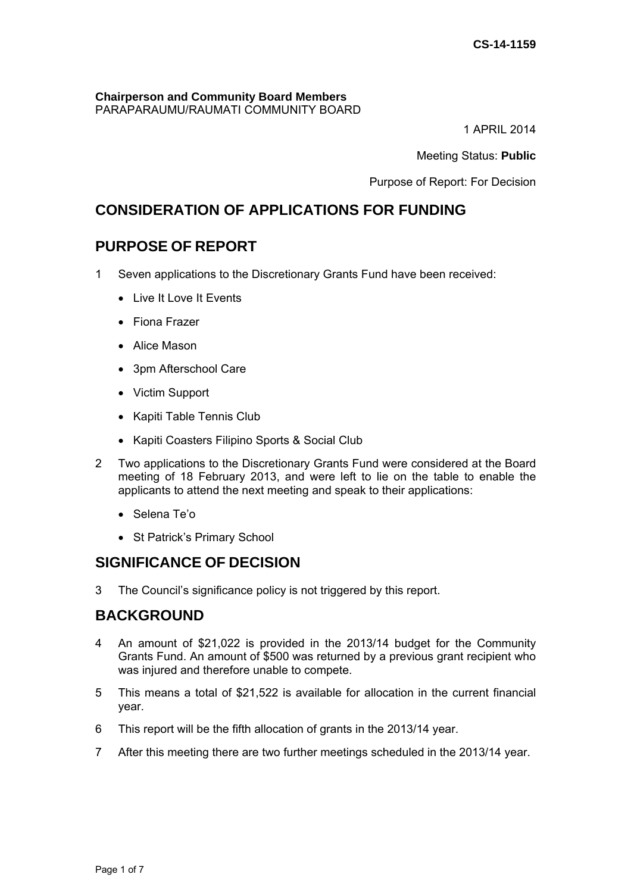CS-14-1159

**Chairperson and Community Board Members**
PARAPARAUMU/RAUMATI COMMUNITY BOARD

1 APRIL 2014

Meeting Status: **Public**

Purpose of Report: For Decision

## CONSIDERATION OF APPLICATIONS FOR FUNDING

## PURPOSE OF REPORT

1 Seven applications to the Discretionary Grants Fund have been received:

- Live It Love It Events
- Fiona Frazer
- Alice Mason
- 3pm Afterschool Care
- Victim Support
- Kapiti Table Tennis Club
- Kapiti Coasters Filipino Sports & Social Club

2 Two applications to the Discretionary Grants Fund were considered at the Board meeting of 18 February 2013, and were left to lie on the table to enable the applicants to attend the next meeting and speak to their applications:

- Selena Te'o
- St Patrick's Primary School

## SIGNIFICANCE OF DECISION

3 The Council's significance policy is not triggered by this report.

## BACKGROUND

4 An amount of $21,022 is provided in the 2013/14 budget for the Community Grants Fund. An amount of $500 was returned by a previous grant recipient who was injured and therefore unable to compete.

5 This means a total of $21,522 is available for allocation in the current financial year.

6 This report will be the fifth allocation of grants in the 2013/14 year.

7 After this meeting there are two further meetings scheduled in the 2013/14 year.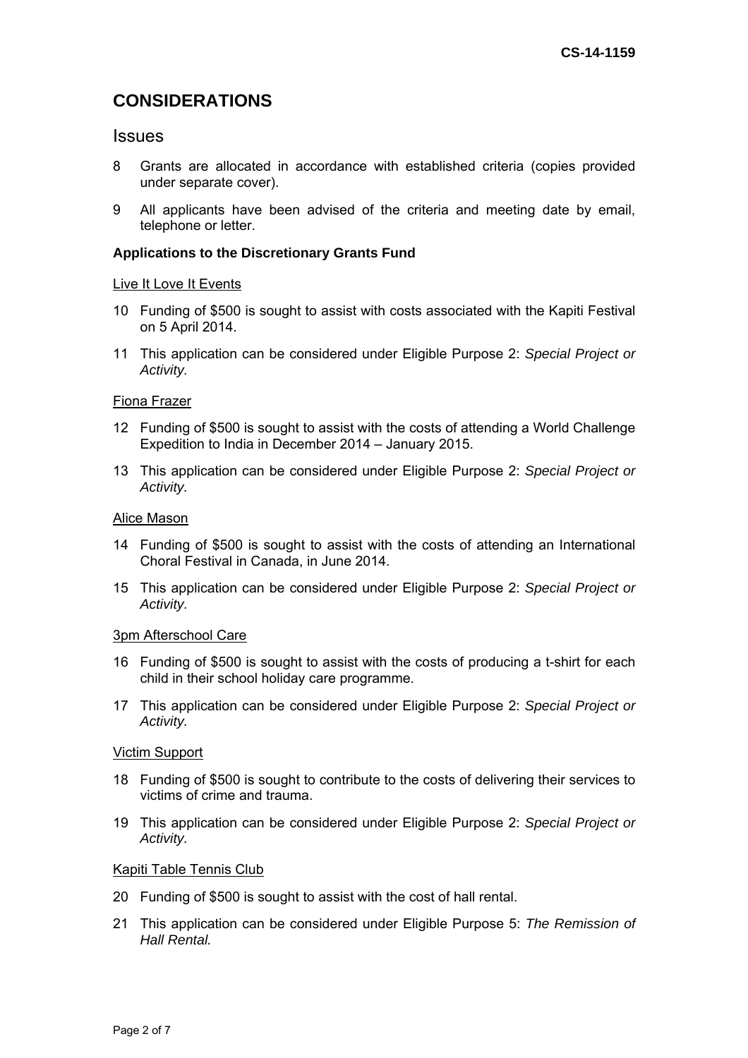## CONSIDERATIONS

### Issues

8 Grants are allocated in accordance with established criteria (copies provided under separate cover).

9 All applicants have been advised of the criteria and meeting date by email, telephone or letter.

**Applications to the Discretionary Grants Fund**

<u>Live It Love It Events</u>

10 Funding of $500 is sought to assist with costs associated with the Kapiti Festival on 5 April 2014.

11 This application can be considered under Eligible Purpose 2: *Special Project or Activity.*

<u>Fiona Frazer</u>

12 Funding of $500 is sought to assist with the costs of attending a World Challenge Expedition to India in December 2014 – January 2015.

13 This application can be considered under Eligible Purpose 2: *Special Project or Activity.*

<u>Alice Mason</u>

14 Funding of $500 is sought to assist with the costs of attending an International Choral Festival in Canada, in June 2014.

15 This application can be considered under Eligible Purpose 2: *Special Project or Activity.*

<u>3pm Afterschool Care</u>

16 Funding of $500 is sought to assist with the costs of producing a t-shirt for each child in their school holiday care programme.

17 This application can be considered under Eligible Purpose 2: *Special Project or Activity.*

<u>Victim Support</u>

18 Funding of $500 is sought to contribute to the costs of delivering their services to victims of crime and trauma.

19 This application can be considered under Eligible Purpose 2: *Special Project or Activity*.

<u>Kapiti Table Tennis Club</u>

20 Funding of $500 is sought to assist with the cost of hall rental.

21 This application can be considered under Eligible Purpose 5: *The Remission of Hall Rental.*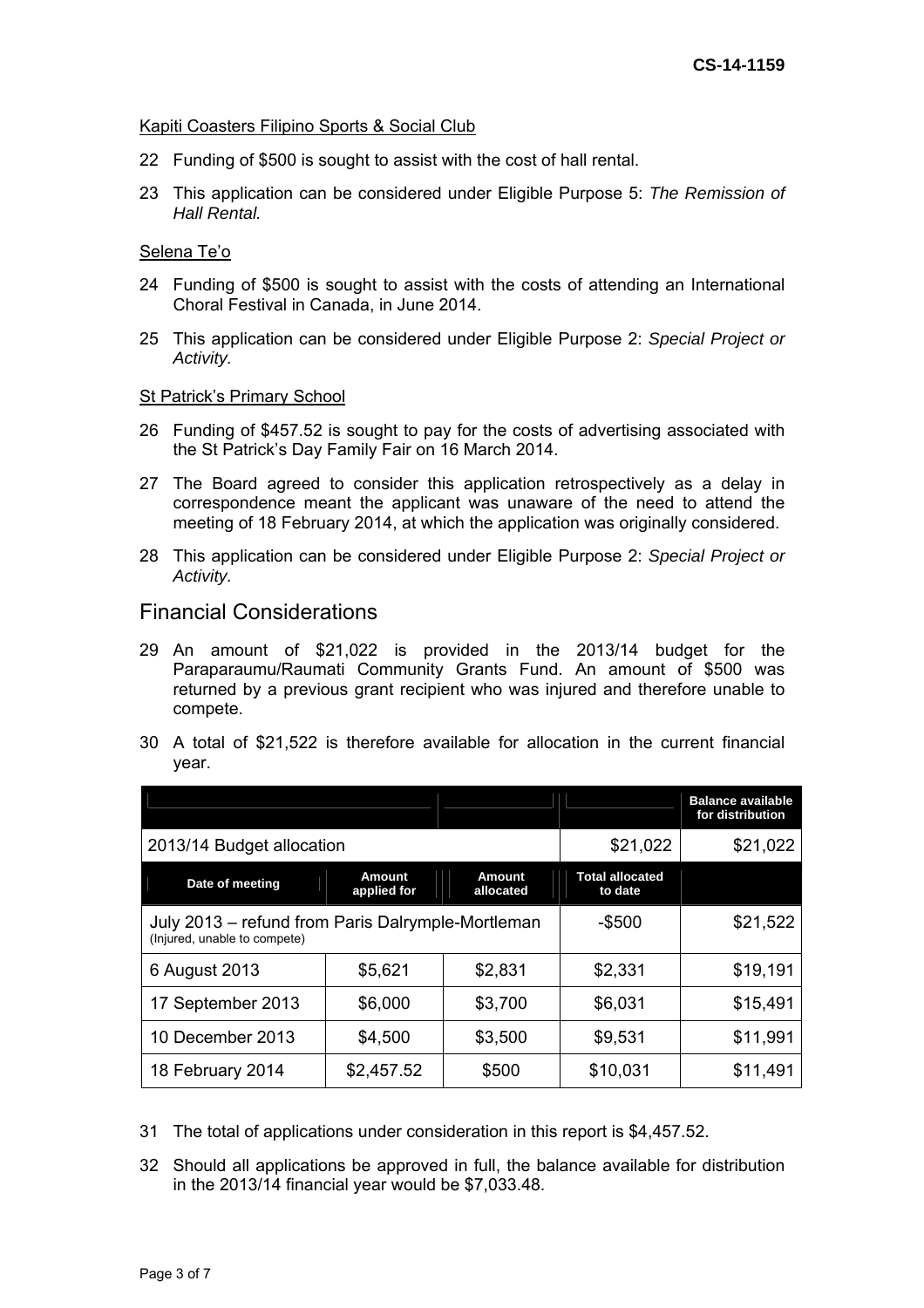Kapiti Coasters Filipino Sports & Social Club

22 Funding of $500 is sought to assist with the cost of hall rental.

23 This application can be considered under Eligible Purpose 5: *The Remission of Hall Rental.*

Selena Te'o

24 Funding of $500 is sought to assist with the costs of attending an International Choral Festival in Canada, in June 2014.

25 This application can be considered under Eligible Purpose 2: *Special Project or Activity.*

St Patrick's Primary School

26 Funding of $457.52 is sought to pay for the costs of advertising associated with the St Patrick's Day Family Fair on 16 March 2014.

27 The Board agreed to consider this application retrospectively as a delay in correspondence meant the applicant was unaware of the need to attend the meeting of 18 February 2014, at which the application was originally considered.

28 This application can be considered under Eligible Purpose 2: *Special Project or Activity.*

## Financial Considerations

29 An amount of $21,022 is provided in the 2013/14 budget for the Paraparaumu/Raumati Community Grants Fund. An amount of $500 was returned by a previous grant recipient who was injured and therefore unable to compete.

30 A total of $21,522 is therefore available for allocation in the current financial year.

| | | | | Balance available for distribution |
|---|---|---|---|---|
| 2013/14 Budget allocation | | | $21,022 | $21,022 |
| **Date of meeting** | **Amount applied for** | **Amount allocated** | **Total allocated to date** | |
| July 2013 – refund from Paris Dalrymple-Mortleman (Injured, unable to compete) | | | -$500 | $21,522 |
| 6 August 2013 | $5,621 | $2,831 | $2,331 | $19,191 |
| 17 September 2013 | $6,000 | $3,700 | $6,031 | $15,491 |
| 10 December 2013 | $4,500 | $3,500 | $9,531 | $11,991 |
| 18 February 2014 | $2,457.52 | $500 | $10,031 | $11,491 |

31 The total of applications under consideration in this report is $4,457.52.

32 Should all applications be approved in full, the balance available for distribution in the 2013/14 financial year would be $7,033.48.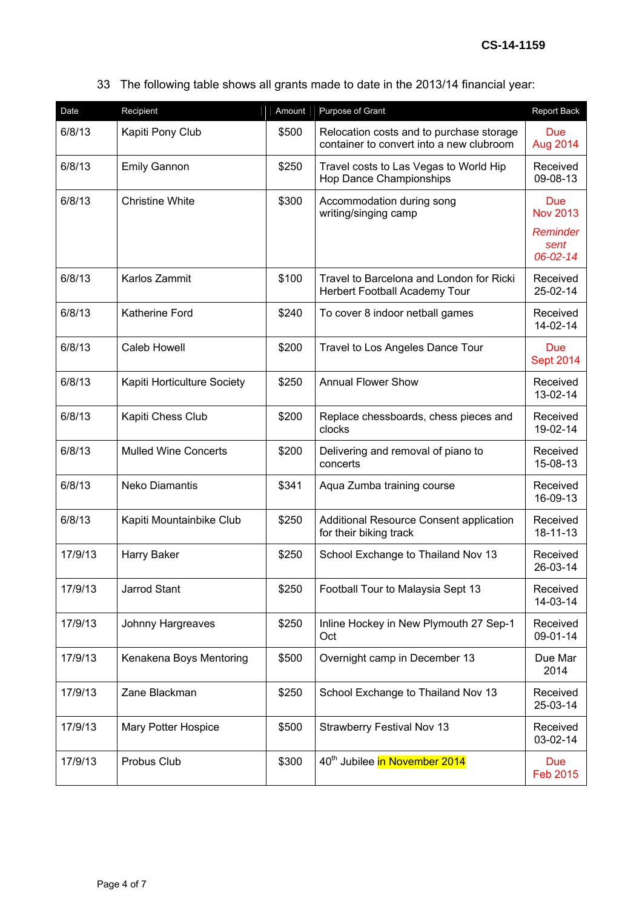33 The following table shows all grants made to date in the 2013/14 financial year:

| Date | Recipient | Amount | Purpose of Grant | Report Back |
|---|---|---|---|---|
| 6/8/13 | Kapiti Pony Club | $500 | Relocation costs and to purchase storage container to convert into a new clubroom | Due Aug 2014 |
| 6/8/13 | Emily Gannon | $250 | Travel costs to Las Vegas to World Hip Hop Dance Championships | Received 09-08-13 |
| 6/8/13 | Christine White | $300 | Accommodation during song writing/singing camp | Due Nov 2013 *Reminder sent 06-02-14* |
| 6/8/13 | Karlos Zammit | $100 | Travel to Barcelona and London for Ricki Herbert Football Academy Tour | Received 25-02-14 |
| 6/8/13 | Katherine Ford | $240 | To cover 8 indoor netball games | Received 14-02-14 |
| 6/8/13 | Caleb Howell | $200 | Travel to Los Angeles Dance Tour | Due Sept 2014 |
| 6/8/13 | Kapiti Horticulture Society | $250 | Annual Flower Show | Received 13-02-14 |
| 6/8/13 | Kapiti Chess Club | $200 | Replace chessboards, chess pieces and clocks | Received 19-02-14 |
| 6/8/13 | Mulled Wine Concerts | $200 | Delivering and removal of piano to concerts | Received 15-08-13 |
| 6/8/13 | Neko Diamantis | $341 | Aqua Zumba training course | Received 16-09-13 |
| 6/8/13 | Kapiti Mountainbike Club | $250 | Additional Resource Consent application for their biking track | Received 18-11-13 |
| 17/9/13 | Harry Baker | $250 | School Exchange to Thailand Nov 13 | Received 26-03-14 |
| 17/9/13 | Jarrod Stant | $250 | Football Tour to Malaysia Sept 13 | Received 14-03-14 |
| 17/9/13 | Johnny Hargreaves | $250 | Inline Hockey in New Plymouth 27 Sep-1 Oct | Received 09-01-14 |
| 17/9/13 | Kenakena Boys Mentoring | $500 | Overnight camp in December 13 | Due Mar 2014 |
| 17/9/13 | Zane Blackman | $250 | School Exchange to Thailand Nov 13 | Received 25-03-14 |
| 17/9/13 | Mary Potter Hospice | $500 | Strawberry Festival Nov 13 | Received 03-02-14 |
| 17/9/13 | Probus Club | $300 | 40th Jubilee in November 2014 | Due Feb 2015 |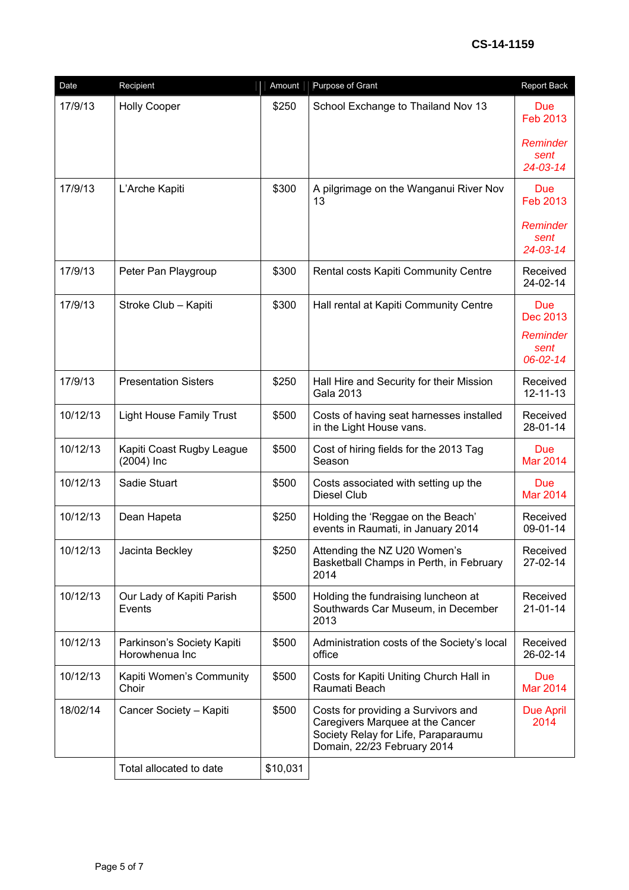**CS-14-1159**

| Date | Recipient | Amount | Purpose of Grant | Report Back |
|---|---|---|---|---|
| 17/9/13 | Holly Cooper | $250 | School Exchange to Thailand Nov 13 | Due Feb 2013 *Reminder sent 24-03-14* |
| 17/9/13 | L'Arche Kapiti | $300 | A pilgrimage on the Wanganui River Nov 13 | Due Feb 2013 *Reminder sent 24-03-14* |
| 17/9/13 | Peter Pan Playgroup | $300 | Rental costs Kapiti Community Centre | Received 24-02-14 |
| 17/9/13 | Stroke Club – Kapiti | $300 | Hall rental at Kapiti Community Centre | Due Dec 2013 *Reminder sent 06-02-14* |
| 17/9/13 | Presentation Sisters | $250 | Hall Hire and Security for their Mission Gala 2013 | Received 12-11-13 |
| 10/12/13 | Light House Family Trust | $500 | Costs of having seat harnesses installed in the Light House vans. | Received 28-01-14 |
| 10/12/13 | Kapiti Coast Rugby League (2004) Inc | $500 | Cost of hiring fields for the 2013 Tag Season | Due Mar 2014 |
| 10/12/13 | Sadie Stuart | $500 | Costs associated with setting up the Diesel Club | Due Mar 2014 |
| 10/12/13 | Dean Hapeta | $250 | Holding the 'Reggae on the Beach' events in Raumati, in January 2014 | Received 09-01-14 |
| 10/12/13 | Jacinta Beckley | $250 | Attending the NZ U20 Women's Basketball Champs in Perth, in February 2014 | Received 27-02-14 |
| 10/12/13 | Our Lady of Kapiti Parish Events | $500 | Holding the fundraising luncheon at Southwards Car Museum, in December 2013 | Received 21-01-14 |
| 10/12/13 | Parkinson's Society Kapiti Horowhenua Inc | $500 | Administration costs of the Society's local office | Received 26-02-14 |
| 10/12/13 | Kapiti Women's Community Choir | $500 | Costs for Kapiti Uniting Church Hall in Raumati Beach | Due Mar 2014 |
| 18/02/14 | Cancer Society – Kapiti | $500 | Costs for providing a Survivors and Caregivers Marquee at the Cancer Society Relay for Life, Paraparaumu Domain, 22/23 February 2014 | Due April 2014 |
| | Total allocated to date | $10,031 | | |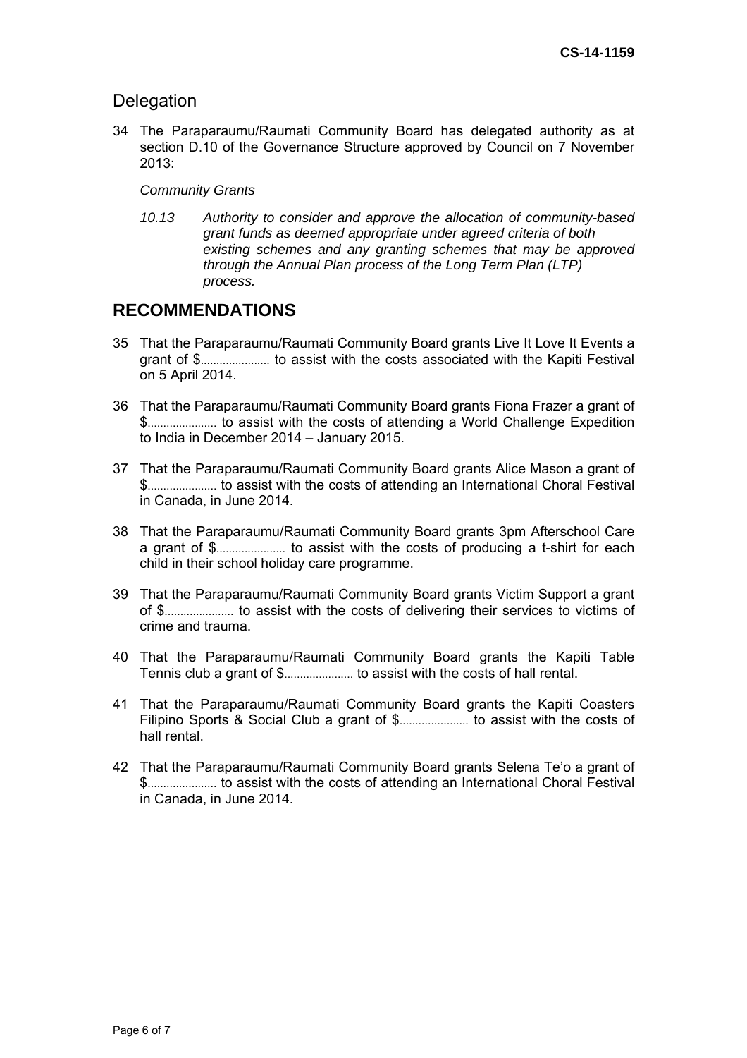## Delegation

34 The Paraparaumu/Raumati Community Board has delegated authority as at section D.10 of the Governance Structure approved by Council on 7 November 2013:

*Community Grants*

> *10.13 Authority to consider and approve the allocation of community-based grant funds as deemed appropriate under agreed criteria of both existing schemes and any granting schemes that may be approved through the Annual Plan process of the Long Term Plan (LTP) process.*

# RECOMMENDATIONS

35 That the Paraparaumu/Raumati Community Board grants Live It Love It Events a grant of $...................... to assist with the costs associated with the Kapiti Festival on 5 April 2014.

36 That the Paraparaumu/Raumati Community Board grants Fiona Frazer a grant of $...................... to assist with the costs of attending a World Challenge Expedition to India in December 2014 – January 2015.

37 That the Paraparaumu/Raumati Community Board grants Alice Mason a grant of $...................... to assist with the costs of attending an International Choral Festival in Canada, in June 2014.

38 That the Paraparaumu/Raumati Community Board grants 3pm Afterschool Care a grant of $...................... to assist with the costs of producing a t-shirt for each child in their school holiday care programme.

39 That the Paraparaumu/Raumati Community Board grants Victim Support a grant of $...................... to assist with the costs of delivering their services to victims of crime and trauma.

40 That the Paraparaumu/Raumati Community Board grants the Kapiti Table Tennis club a grant of $...................... to assist with the costs of hall rental.

41 That the Paraparaumu/Raumati Community Board grants the Kapiti Coasters Filipino Sports & Social Club a grant of $...................... to assist with the costs of hall rental.

42 That the Paraparaumu/Raumati Community Board grants Selena Te'o a grant of $...................... to assist with the costs of attending an International Choral Festival in Canada, in June 2014.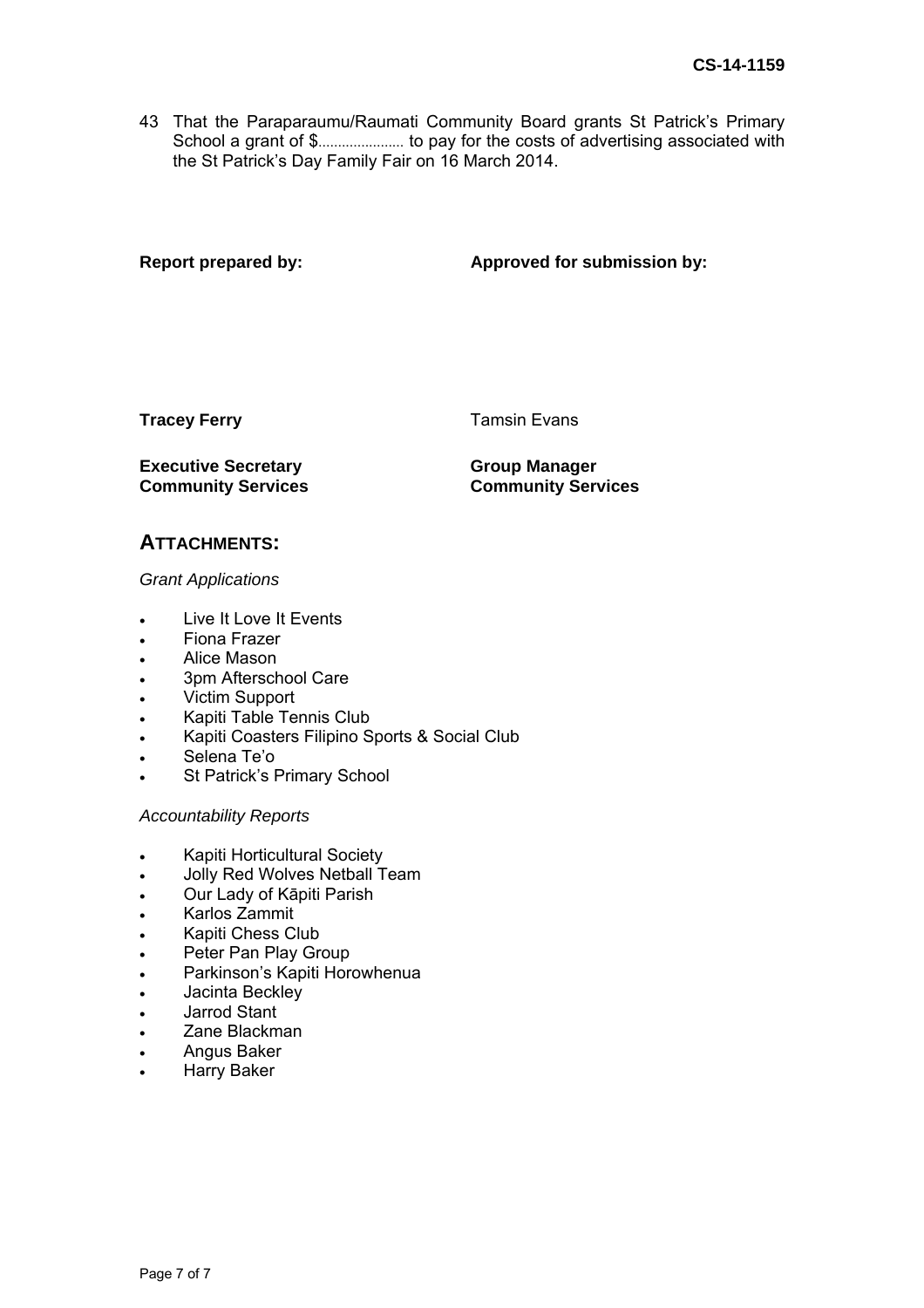CS-14-1159

43 That the Paraparaumu/Raumati Community Board grants St Patrick's Primary School a grant of $..................... to pay for the costs of advertising associated with the St Patrick's Day Family Fair on 16 March 2014.

| **Report prepared by:** | **Approved for submission by:** |
|---|---|
| **Tracey Ferry** | Tamsin Evans |
| **Executive Secretary**<br>**Community Services** | **Group Manager**<br>**Community Services** |

## ATTACHMENTS:

*Grant Applications*

- Live It Love It Events
- Fiona Frazer
- Alice Mason
- 3pm Afterschool Care
- Victim Support
- Kapiti Table Tennis Club
- Kapiti Coasters Filipino Sports & Social Club
- Selena Te'o
- St Patrick's Primary School

*Accountability Reports*

- Kapiti Horticultural Society
- Jolly Red Wolves Netball Team
- Our Lady of Kāpiti Parish
- Karlos Zammit
- Kapiti Chess Club
- Peter Pan Play Group
- Parkinson's Kapiti Horowhenua
- Jacinta Beckley
- Jarrod Stant
- Zane Blackman
- Angus Baker
- Harry Baker